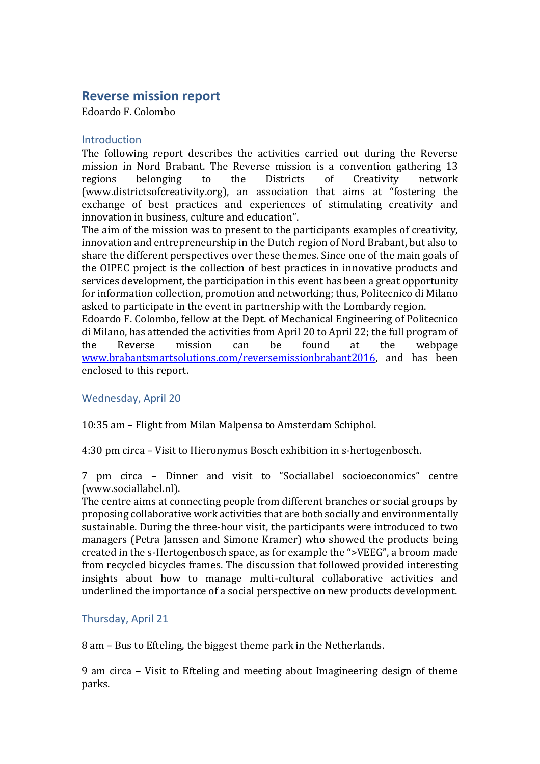# Reverse mission report

Edoardo F. Colombo

## Introduction

The following report describes the activities carried out during the Reverse mission in Nord Brabant. The Reverse mission is a convention gathering 13 regions belonging to the Districts of Creativity network (www.districtsofcreativity.org), an association that aims at "fostering the exchange of best practices and experiences of stimulating creativity and innovation in business, culture and education".

The aim of the mission was to present to the participants examples of creativity, innovation and entrepreneurship in the Dutch region of Nord Brabant, but also to share the different perspectives over these themes. Since one of the main goals of the OIPEC project is the collection of best practices in innovative products and services development, the participation in this event has been a great opportunity for information collection, promotion and networking; thus, Politecnico di Milano asked to participate in the event in partnership with the Lombardy region.

Edoardo F. Colombo, fellow at the Dept. of Mechanical Engineering of Politecnico di Milano, has attended the activities from April 20 to April 22; the full program of the Reverse mission can be found at the webpage [www.brabantsmartsolutions.com/reversemissionbrabant2016](www.brabantsmartsolutions.com/reversemissionbrabant2016), and has been enclosed to this report.

## Wednesday, April 20

10:35 am – Flight from Milan Malpensa to Amsterdam Schiphol.

4:30 pm circa – Visit to Hieronymus Bosch exhibition in s-hertogenbosch.

7 pm circa – Dinner and visit to "Sociallabel socioeconomics" centre (www.sociallabel.nl).

The centre aims at connecting people from different branches or social groups by proposing collaborative work activities that are both socially and environmentally sustainable. During the three-hour visit, the participants were introduced to two managers (Petra Janssen and Simone Kramer) who showed the products being created in the s-Hertogenbosch space, as for example the ">VEEG", a broom made from recycled bicycles frames. The discussion that followed provided interesting insights about how to manage multi-cultural collaborative activities and underlined the importance of a social perspective on new products development.

## Thursday, April 21

8 am – Bus to Efteling, the biggest theme park in the Netherlands.

9 am circa – Visit to Efteling and meeting about Imagineering design of theme parks.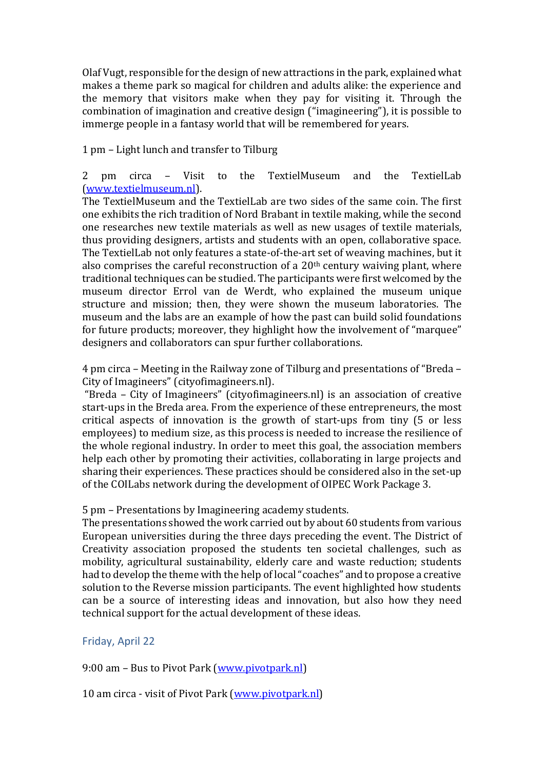Olaf Vugt, responsible for the design of new attractions in the park, explained what makes a theme park so magical for children and adults alike: the experience and the memory that visitors make when they pay for visiting it. Through the combination of imagination and creative design ("imagineering"), it is possible to immerge people in a fantasy world that will be remembered for years.

1 pm – Light lunch and transfer to Tilburg

2 pm circa – Visit to the TextielMuseum and the TextielLab ([www.textielmuseum.nl](www.textielmuseum.nl)).

The TextielMuseum and the TextielLab are two sides of the same coin. The first one exhibits the rich tradition of Nord Brabant in textile making, while the second one researches new textile materials as well as new usages of textile materials, thus providing designers, artists and students with an open, collaborative space. The TextielLab not only features a state-of-the-art set of weaving machines, but it also comprises the careful reconstruction of a 20th century waiving plant, where traditional techniques can be studied. The participants were first welcomed by the museum director Errol van de Werdt, who explained the museum unique structure and mission; then, they were shown the museum laboratories. The museum and the labs are an example of how the past can build solid foundations for future products; moreover, they highlight how the involvement of "marquee" designers and collaborators can spur further collaborations.

4 pm circa – Meeting in the Railway zone of Tilburg and presentations of "Breda – City of Imagineers" (cityofimagineers.nl).

"Breda – City of Imagineers" (cityofimagineers.nl) is an association of creative start-ups in the Breda area. From the experience of these entrepreneurs, the most critical aspects of innovation is the growth of start-ups from tiny (5 or less employees) to medium size, as this process is needed to increase the resilience of the whole regional industry. In order to meet this goal, the association members help each other by promoting their activities, collaborating in large projects and sharing their experiences. These practices should be considered also in the set-up of the COILabs network during the development of OIPEC Work Package 3.

5 pm – Presentations by Imagineering academy students.

The presentations showed the work carried out by about 60 students from various European universities during the three days preceding the event. The District of Creativity association proposed the students ten societal challenges, such as mobility, agricultural sustainability, elderly care and waste reduction; students had to develop the theme with the help of local "coaches" and to propose a creative solution to the Reverse mission participants. The event highlighted how students can be a source of interesting ideas and innovation, but also how they need technical support for the actual development of these ideas.

## Friday, April 22

9:00 am – Bus to Pivot Park ([www.pivotpark.nl](www.pivotpark.nl))

10 am circa - visit of Pivot Park ([www.pivotpark.nl](www.pivotpark.nl))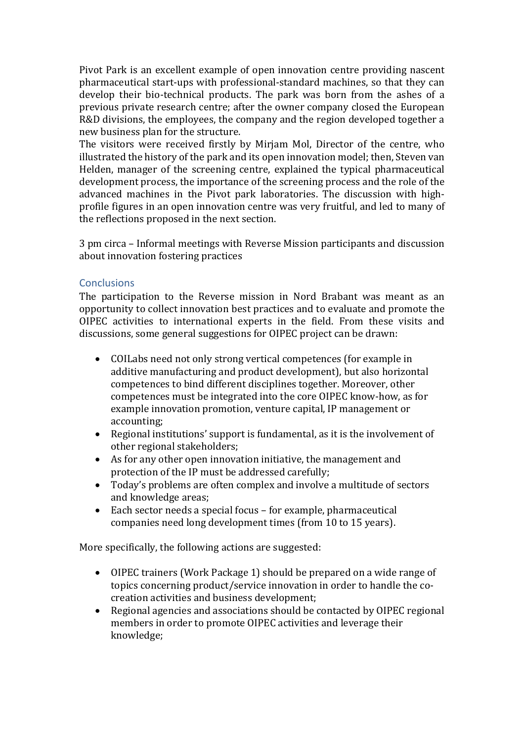Pivot Park is an excellent example of open innovation centre providing nascent pharmaceutical start-ups with professional-standard machines, so that they can develop their bio-technical products. The park was born from the ashes of a previous private research centre; after the owner company closed the European R&D divisions, the employees, the company and the region developed together a new business plan for the structure.
The visitors were received firstly by Mirjam Mol, Director of the centre, who illustrated the history of the park and its open innovation model; then, Steven van Helden, manager of the screening centre, explained the typical pharmaceutical development process, the importance of the screening process and the role of the advanced machines in the Pivot park laboratories. The discussion with high-profile figures in an open innovation centre was very fruitful, and led to many of the reflections proposed in the next section.

3 pm circa – Informal meetings with Reverse Mission participants and discussion about innovation fostering practices

## Conclusions

The participation to the Reverse mission in Nord Brabant was meant as an opportunity to collect innovation best practices and to evaluate and promote the OIPEC activities to international experts in the field. From these visits and discussions, some general suggestions for OIPEC project can be drawn:

- COILabs need not only strong vertical competences (for example in additive manufacturing and product development), but also horizontal competences to bind different disciplines together. Moreover, other competences must be integrated into the core OIPEC know-how, as for example innovation promotion, venture capital, IP management or accounting;
- Regional institutions' support is fundamental, as it is the involvement of other regional stakeholders;
- As for any other open innovation initiative, the management and protection of the IP must be addressed carefully;
- Today's problems are often complex and involve a multitude of sectors and knowledge areas;
- Each sector needs a special focus – for example, pharmaceutical companies need long development times (from 10 to 15 years).

More specifically, the following actions are suggested:

- OIPEC trainers (Work Package 1) should be prepared on a wide range of topics concerning product/service innovation in order to handle the co-creation activities and business development;
- Regional agencies and associations should be contacted by OIPEC regional members in order to promote OIPEC activities and leverage their knowledge;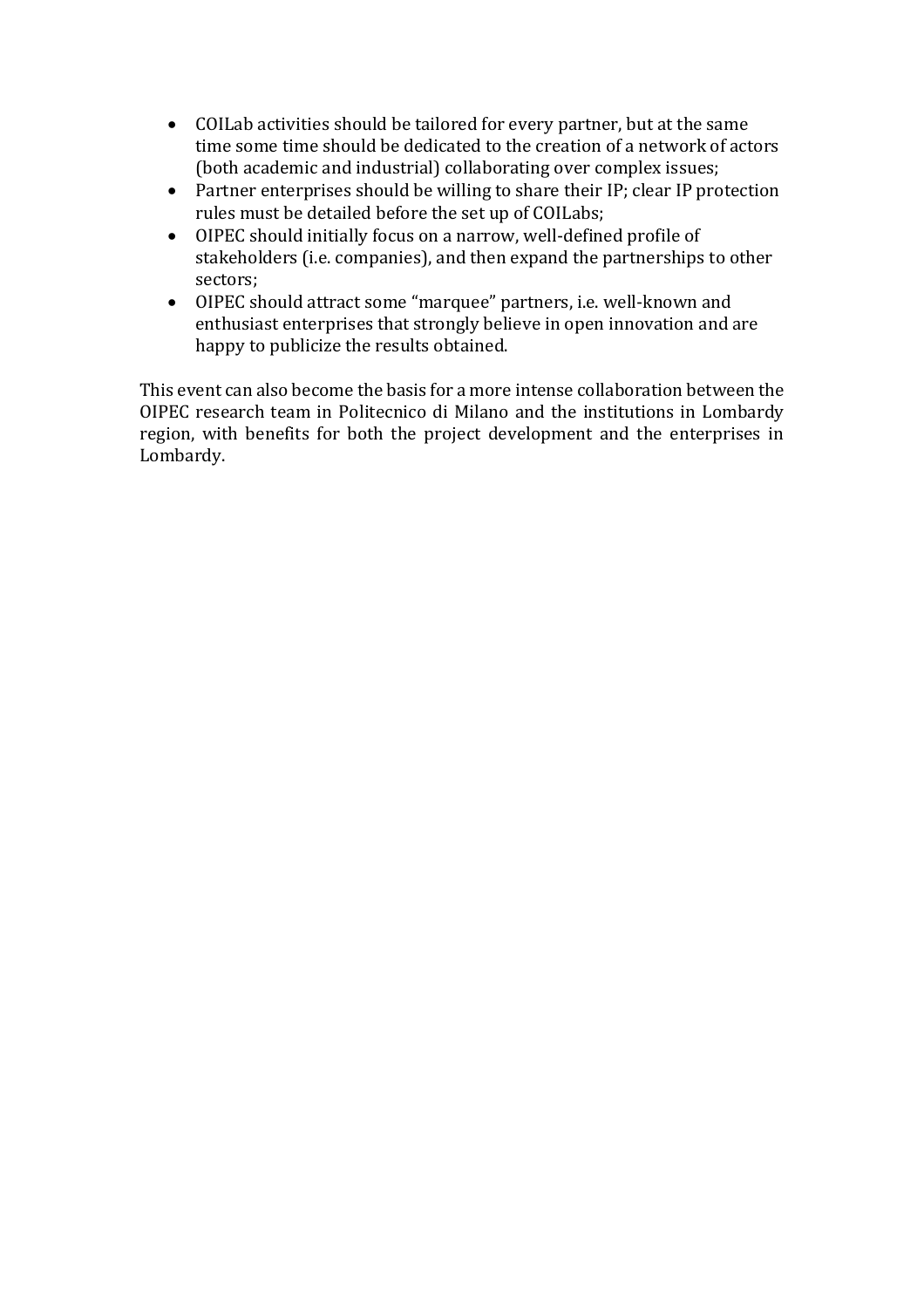- COILab activities should be tailored for every partner, but at the same time some time should be dedicated to the creation of a network of actors (both academic and industrial) collaborating over complex issues;
- Partner enterprises should be willing to share their IP; clear IP protection rules must be detailed before the set up of COILabs;
- OIPEC should initially focus on a narrow, well-defined profile of stakeholders (i.e. companies), and then expand the partnerships to other sectors;
- OIPEC should attract some “marquee” partners, i.e. well-known and enthusiast enterprises that strongly believe in open innovation and are happy to publicize the results obtained.

This event can also become the basis for a more intense collaboration between the OIPEC research team in Politecnico di Milano and the institutions in Lombardy region, with benefits for both the project development and the enterprises in Lombardy.